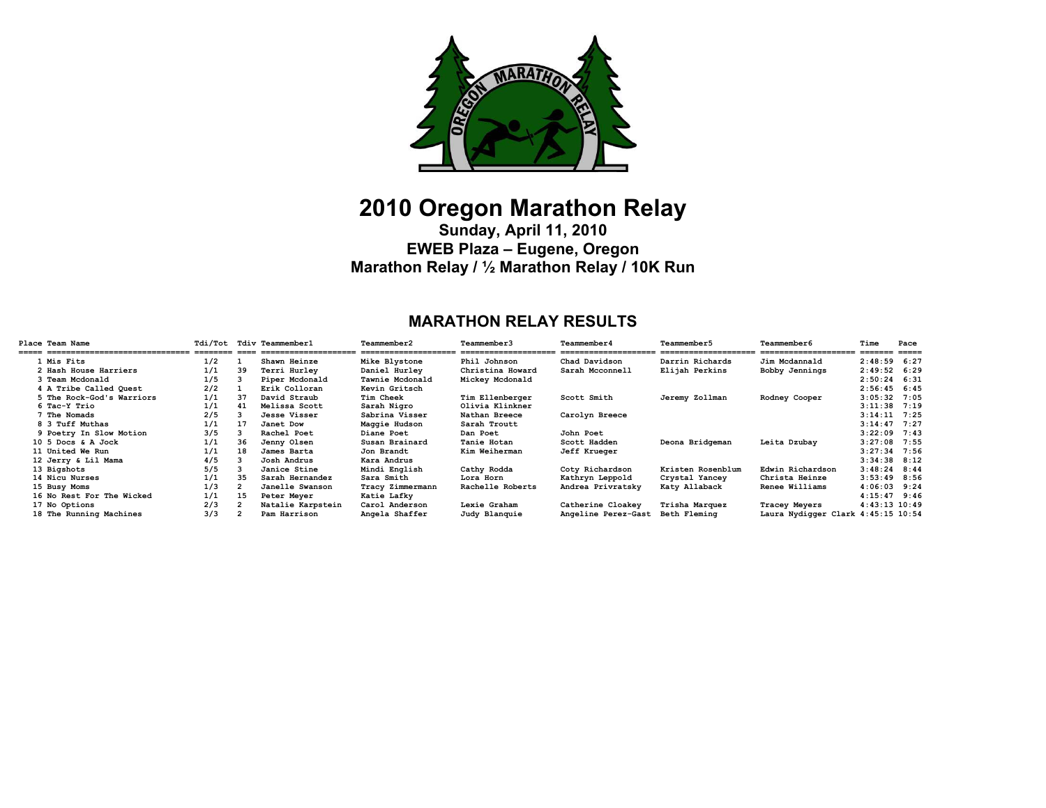# 2010 Oregon Marathon Relay

**Sunday, April 11, 2010**

**EWEB Plaza – Eugene, Oregon**

**Marathon Relay / ½ Marathon Relay / 10K Run**

## MARATHON RELAY RESULTS

| Place | Team Name | Tdi/Tot | Tdiv | Teammember1 | Teammember2 | Teammember3 | Teammember4 | Teammember5 | Teammember6 | Time | Pace |
|---|---|---|---|---|---|---|---|---|---|---|---|
| 1 | Mis Fits | 1/2 | 1 | Shawn Heinze | Mike Blystone | Phil Johnson | Chad Davidson | Darrin Richards | Jim Mcdannald | 2:48:59 | 6:27 |
| 2 | Hash House Harriers | 1/1 | 39 | Terri Hurley | Daniel Hurley | Christina Howard | Sarah Mcconnell | Elijah Perkins | Bobby Jennings | 2:49:52 | 6:29 |
| 3 | Team Mcdonald | 1/5 | 3 | Piper Mcdonald | Tawnie Mcdonald | Mickey Mcdonald | | | | 2:50:24 | 6:31 |
| 4 | A Tribe Called Quest | 2/2 | 1 | Erik Colloran | Kevin Gritsch | | | | | 2:56:45 | 6:45 |
| 5 | The Rock-God's Warriors | 1/1 | 37 | David Straub | Tim Cheek | Tim Ellenberger | Scott Smith | Jeremy Zollman | Rodney Cooper | 3:05:32 | 7:05 |
| 6 | Tac-Y Trio | 1/1 | 41 | Melissa Scott | Sarah Nigro | Olivia Klinkner | | | | 3:11:38 | 7:19 |
| 7 | The Nomads | 2/5 | 3 | Jesse Visser | Sabrina Visser | Nathan Breece | Carolyn Breece | | | 3:14:11 | 7:25 |
| 8 | 3 Tuff Muthas | 1/1 | 17 | Janet Dow | Maggie Hudson | Sarah Troutt | | | | 3:14:47 | 7:27 |
| 9 | Poetry In Slow Motion | 3/5 | 3 | Rachel Poet | Diane Poet | Dan Poet | John Poet | | | 3:22:09 | 7:43 |
| 10 | 5 Docs & A Jock | 1/1 | 36 | Jenny Olsen | Susan Brainard | Tanie Hotan | Scott Hadden | Deona Bridgeman | Leita Dzubay | 3:27:08 | 7:55 |
| 11 | United We Run | 1/1 | 18 | James Barta | Jon Brandt | Kim Weiherman | Jeff Krueger | | | 3:27:34 | 7:56 |
| 12 | Jerry & Lil Mama | 4/5 | 3 | Josh Andrus | Kara Andrus | | | | | 3:34:38 | 8:12 |
| 13 | Bigshots | 5/5 | 3 | Janice Stine | Mindi English | Cathy Rodda | Coty Richardson | Kristen Rosenblum | Edwin Richardson | 3:48:24 | 8:44 |
| 14 | Nicu Nurses | 1/1 | 35 | Sarah Hernandez | Sara Smith | Lora Horn | Kathryn Leppold | Crystal Yancey | Christa Heinze | 3:53:49 | 8:56 |
| 15 | Busy Moms | 1/3 | 2 | Janelle Swanson | Tracy Zimmermann | Rachelle Roberts | Andrea Privratsky | Katy Allaback | Renee Williams | 4:06:03 | 9:24 |
| 16 | No Rest For The Wicked | 1/1 | 15 | Peter Meyer | Katie Lafky | | | | | 4:15:47 | 9:46 |
| 17 | No Options | 2/3 | 2 | Natalie Karpstein | Carol Anderson | Lexie Graham | Catherine Cloakey | Trisha Marquez | Tracey Meyers | 4:43:13 | 10:49 |
| 18 | The Running Machines | 3/3 | 2 | Pam Harrison | Angela Shaffer | Judy Blanquie | Angeline Perez-Gast | Beth Fleming | Laura Nydigger Clark | 4:45:15 | 10:54 |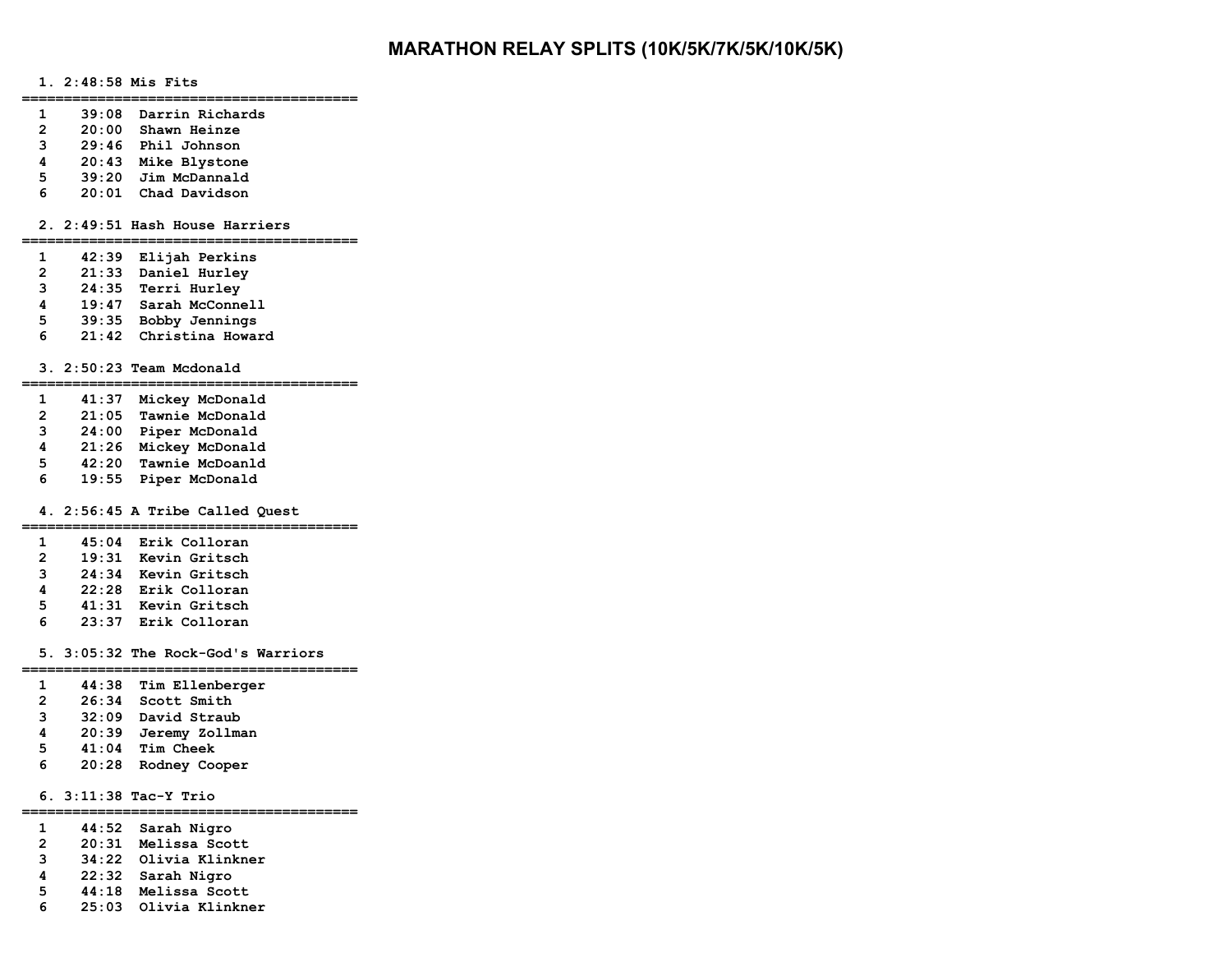# MARATHON RELAY SPLITS (10K/5K/7K/5K/10K/5K)

### 1. 2:48:58 Mis Fits

| Leg | Time | Runner |
|---|---|---|
| 1 | 39:08 | Darrin Richards |
| 2 | 20:00 | Shawn Heinze |
| 3 | 29:46 | Phil Johnson |
| 4 | 20:43 | Mike Blystone |
| 5 | 39:20 | Jim McDannald |
| 6 | 20:01 | Chad Davidson |

### 2. 2:49:51 Hash House Harriers

| Leg | Time | Runner |
|---|---|---|
| 1 | 42:39 | Elijah Perkins |
| 2 | 21:33 | Daniel Hurley |
| 3 | 24:35 | Terri Hurley |
| 4 | 19:47 | Sarah McConnell |
| 5 | 39:35 | Bobby Jennings |
| 6 | 21:42 | Christina Howard |

### 3. 2:50:23 Team Mcdonald

| Leg | Time | Runner |
|---|---|---|
| 1 | 41:37 | Mickey McDonald |
| 2 | 21:05 | Tawnie McDonald |
| 3 | 24:00 | Piper McDonald |
| 4 | 21:26 | Mickey McDonald |
| 5 | 42:20 | Tawnie McDoanld |
| 6 | 19:55 | Piper McDonald |

### 4. 2:56:45 A Tribe Called Quest

| Leg | Time | Runner |
|---|---|---|
| 1 | 45:04 | Erik Colloran |
| 2 | 19:31 | Kevin Gritsch |
| 3 | 24:34 | Kevin Gritsch |
| 4 | 22:28 | Erik Colloran |
| 5 | 41:31 | Kevin Gritsch |
| 6 | 23:37 | Erik Colloran |

### 5. 3:05:32 The Rock-God's Warriors

| Leg | Time | Runner |
|---|---|---|
| 1 | 44:38 | Tim Ellenberger |
| 2 | 26:34 | Scott Smith |
| 3 | 32:09 | David Straub |
| 4 | 20:39 | Jeremy Zollman |
| 5 | 41:04 | Tim Cheek |
| 6 | 20:28 | Rodney Cooper |

### 6. 3:11:38 Tac-Y Trio

| Leg | Time | Runner |
|---|---|---|
| 1 | 44:52 | Sarah Nigro |
| 2 | 20:31 | Melissa Scott |
| 3 | 34:22 | Olivia Klinkner |
| 4 | 22:32 | Sarah Nigro |
| 5 | 44:18 | Melissa Scott |
| 6 | 25:03 | Olivia Klinkner |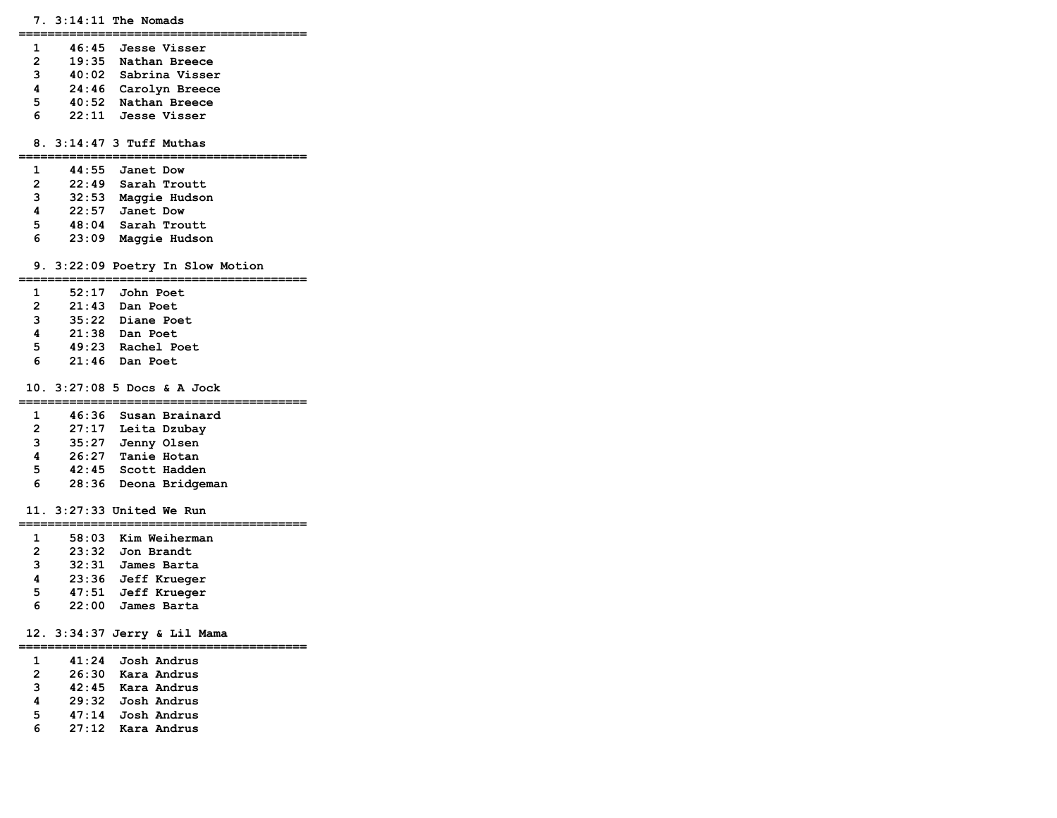```
  7. 3:14:11 The Nomads
========================================
  1    46:45  Jesse Visser
  2    19:35  Nathan Breece
  3    40:02  Sabrina Visser
  4    24:46  Carolyn Breece
  5    40:52  Nathan Breece
  6    22:11  Jesse Visser

  8. 3:14:47 3 Tuff Muthas
========================================
  1    44:55  Janet Dow
  2    22:49  Sarah Troutt
  3    32:53  Maggie Hudson
  4    22:57  Janet Dow
  5    48:04  Sarah Troutt
  6    23:09  Maggie Hudson

  9. 3:22:09 Poetry In Slow Motion
========================================
  1    52:17  John Poet
  2    21:43  Dan Poet
  3    35:22  Diane Poet
  4    21:38  Dan Poet
  5    49:23  Rachel Poet
  6    21:46  Dan Poet

 10. 3:27:08 5 Docs & A Jock
========================================
  1    46:36  Susan Brainard
  2    27:17  Leita Dzubay
  3    35:27  Jenny Olsen
  4    26:27  Tanie Hotan
  5    42:45  Scott Hadden
  6    28:36  Deona Bridgeman

 11. 3:27:33 United We Run
========================================
  1    58:03  Kim Weiherman
  2    23:32  Jon Brandt
  3    32:31  James Barta
  4    23:36  Jeff Krueger
  5    47:51  Jeff Krueger
  6    22:00  James Barta

 12. 3:34:37 Jerry & Lil Mama
========================================
  1    41:24  Josh Andrus
  2    26:30  Kara Andrus
  3    42:45  Kara Andrus
  4    29:32  Josh Andrus
  5    47:14  Josh Andrus
  6    27:12  Kara Andrus
```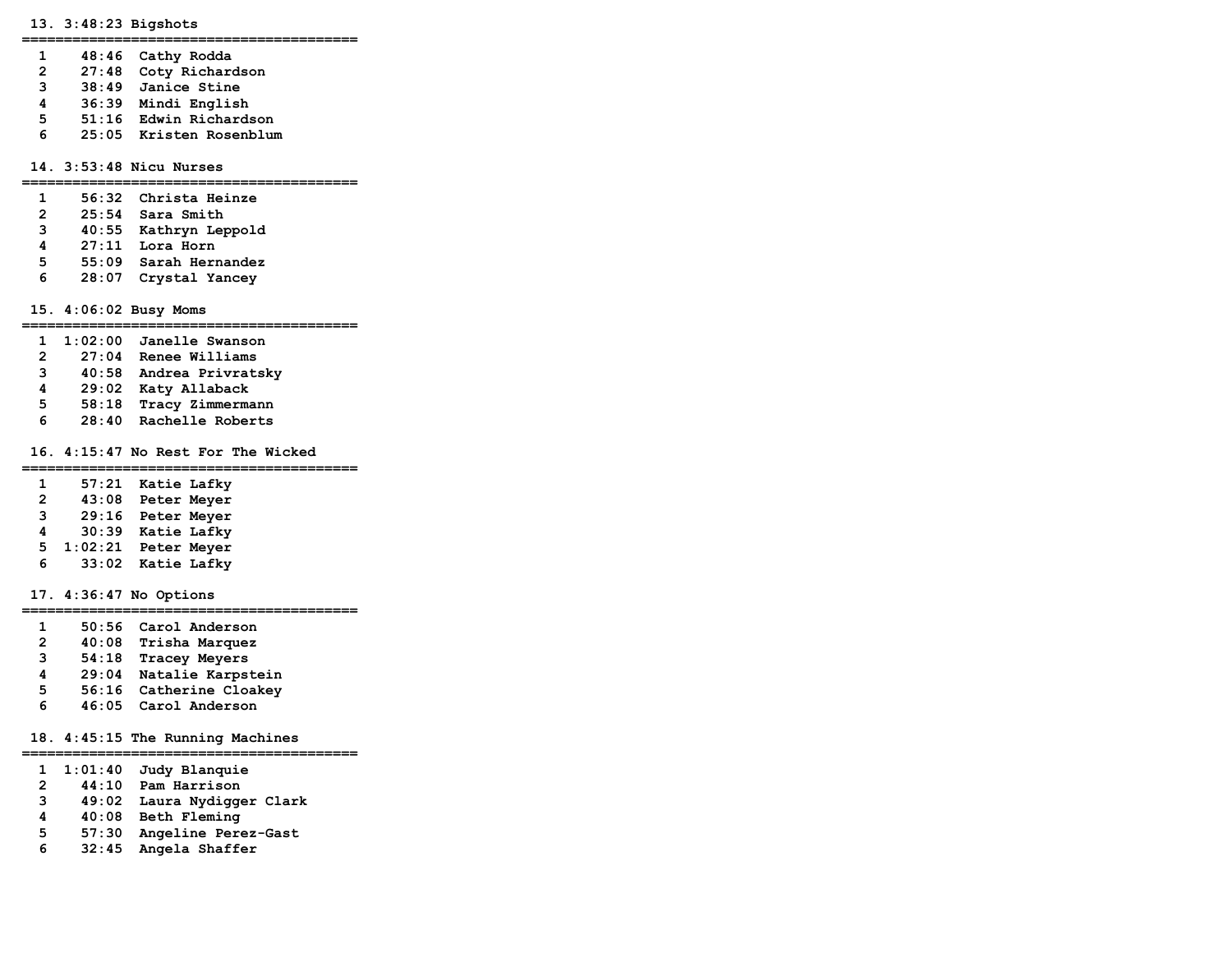13. 3:48:23 Bigshots

| Leg | Time | Runner |
|---|---|---|
| 1 | 48:46 | Cathy Rodda |
| 2 | 27:48 | Coty Richardson |
| 3 | 38:49 | Janice Stine |
| 4 | 36:39 | Mindi English |
| 5 | 51:16 | Edwin Richardson |
| 6 | 25:05 | Kristen Rosenblum |

14. 3:53:48 Nicu Nurses

| Leg | Time | Runner |
|---|---|---|
| 1 | 56:32 | Christa Heinze |
| 2 | 25:54 | Sara Smith |
| 3 | 40:55 | Kathryn Leppold |
| 4 | 27:11 | Lora Horn |
| 5 | 55:09 | Sarah Hernandez |
| 6 | 28:07 | Crystal Yancey |

15. 4:06:02 Busy Moms

| Leg | Time | Runner |
|---|---|---|
| 1 | 1:02:00 | Janelle Swanson |
| 2 | 27:04 | Renee Williams |
| 3 | 40:58 | Andrea Privratsky |
| 4 | 29:02 | Katy Allaback |
| 5 | 58:18 | Tracy Zimmermann |
| 6 | 28:40 | Rachelle Roberts |

16. 4:15:47 No Rest For The Wicked

| Leg | Time | Runner |
|---|---|---|
| 1 | 57:21 | Katie Lafky |
| 2 | 43:08 | Peter Meyer |
| 3 | 29:16 | Peter Meyer |
| 4 | 30:39 | Katie Lafky |
| 5 | 1:02:21 | Peter Meyer |
| 6 | 33:02 | Katie Lafky |

17. 4:36:47 No Options

| Leg | Time | Runner |
|---|---|---|
| 1 | 50:56 | Carol Anderson |
| 2 | 40:08 | Trisha Marquez |
| 3 | 54:18 | Tracey Meyers |
| 4 | 29:04 | Natalie Karpstein |
| 5 | 56:16 | Catherine Cloakey |
| 6 | 46:05 | Carol Anderson |

18. 4:45:15 The Running Machines

| Leg | Time | Runner |
|---|---|---|
| 1 | 1:01:40 | Judy Blanquie |
| 2 | 44:10 | Pam Harrison |
| 3 | 49:02 | Laura Nydigger Clark |
| 4 | 40:08 | Beth Fleming |
| 5 | 57:30 | Angeline Perez-Gast |
| 6 | 32:45 | Angela Shaffer |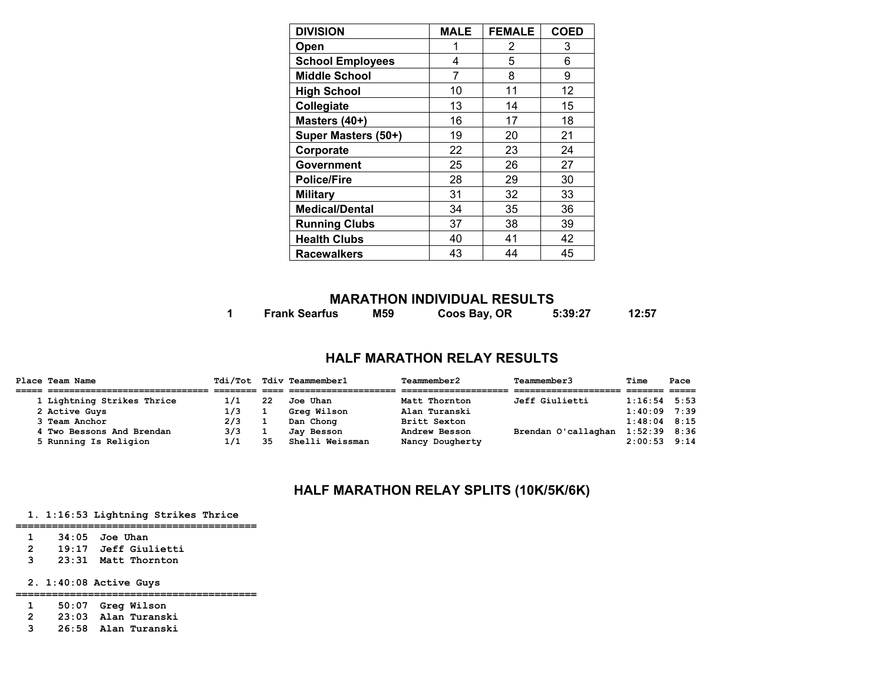| DIVISION | MALE | FEMALE | COED |
|---|---|---|---|
| Open | 1 | 2 | 3 |
| School Employees | 4 | 5 | 6 |
| Middle School | 7 | 8 | 9 |
| High School | 10 | 11 | 12 |
| Collegiate | 13 | 14 | 15 |
| Masters (40+) | 16 | 17 | 18 |
| Super Masters (50+) | 19 | 20 | 21 |
| Corporate | 22 | 23 | 24 |
| Government | 25 | 26 | 27 |
| Police/Fire | 28 | 29 | 30 |
| Military | 31 | 32 | 33 |
| Medical/Dental | 34 | 35 | 36 |
| Running Clubs | 37 | 38 | 39 |
| Health Clubs | 40 | 41 | 42 |
| Racewalkers | 43 | 44 | 45 |

## MARATHON INDIVIDUAL RESULTS

| | | | | | |
|---|---|---|---|---|---|
| 1 | Frank Searfus | M59 | Coos Bay, OR | 5:39:27 | 12:57 |

## HALF MARATHON RELAY RESULTS

| Place | Team Name | Tdi/Tot | Tdiv | Teammember1 | Teammember2 | Teammember3 | Time | Pace |
|---|---|---|---|---|---|---|---|---|
| 1 | Lightning Strikes Thrice | 1/1 | 22 | Joe Uhan | Matt Thornton | Jeff Giulietti | 1:16:54 | 5:53 |
| 2 | Active Guys | 1/3 | 1 | Greg Wilson | Alan Turanski | | 1:40:09 | 7:39 |
| 3 | Team Anchor | 2/3 | 1 | Dan Chong | Britt Sexton | | 1:48:04 | 8:15 |
| 4 | Two Bessons And Brendan | 3/3 | 1 | Jay Besson | Andrew Besson | Brendan O'callaghan | 1:52:39 | 8:36 |
| 5 | Running Is Religion | 1/1 | 35 | Shelli Weissman | Nancy Dougherty | | 2:00:53 | 9:14 |

## HALF MARATHON RELAY SPLITS (10K/5K/6K)

```
  1. 1:16:53 Lightning Strikes Thrice
==========================================
  1     34:05  Joe Uhan
  2     19:17  Jeff Giulietti
  3     23:31  Matt Thornton

  2. 1:40:08 Active Guys
==========================================
  1     50:07  Greg Wilson
  2     23:03  Alan Turanski
  3     26:58  Alan Turanski
```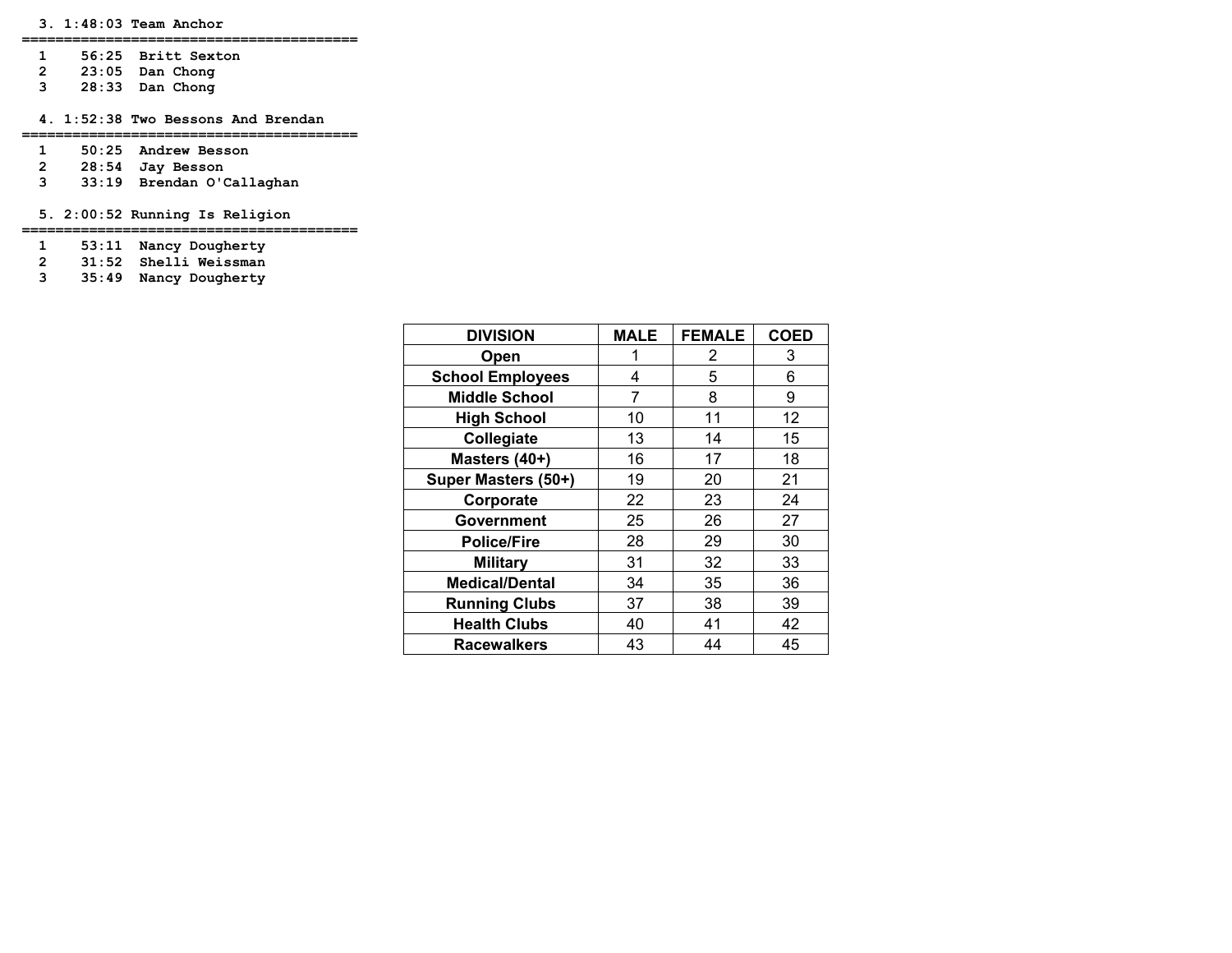3. 1:48:03 Team Anchor

```
========================================
 1    56:25  Britt Sexton
 2    23:05  Dan Chong
 3    28:33  Dan Chong
```

4. 1:52:38 Two Bessons And Brendan

```
========================================
 1    50:25  Andrew Besson
 2    28:54  Jay Besson
 3    33:19  Brendan O'Callaghan
```

5. 2:00:52 Running Is Religion

```
========================================
 1    53:11  Nancy Dougherty
 2    31:52  Shelli Weissman
 3    35:49  Nancy Dougherty
```

| DIVISION | MALE | FEMALE | COED |
|---|---|---|---|
| **Open** | 1 | 2 | 3 |
| **School Employees** | 4 | 5 | 6 |
| **Middle School** | 7 | 8 | 9 |
| **High School** | 10 | 11 | 12 |
| **Collegiate** | 13 | 14 | 15 |
| **Masters (40+)** | 16 | 17 | 18 |
| **Super Masters (50+)** | 19 | 20 | 21 |
| **Corporate** | 22 | 23 | 24 |
| **Government** | 25 | 26 | 27 |
| **Police/Fire** | 28 | 29 | 30 |
| **Military** | 31 | 32 | 33 |
| **Medical/Dental** | 34 | 35 | 36 |
| **Running Clubs** | 37 | 38 | 39 |
| **Health Clubs** | 40 | 41 | 42 |
| **Racewalkers** | 43 | 44 | 45 |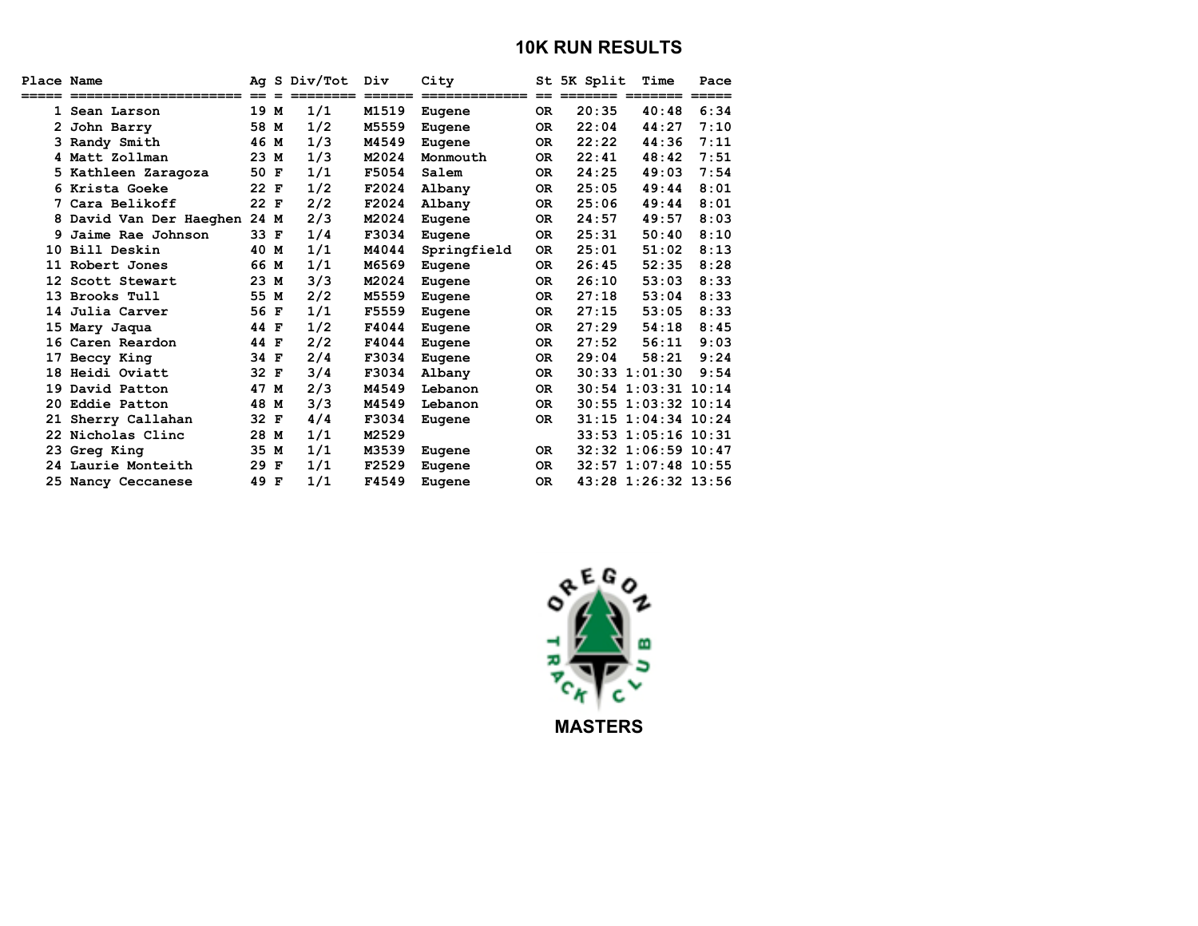# 10K RUN RESULTS

| Place | Name | Ag | S | Div/Tot | Div | City | St | 5K Split | Time | Pace |
|---|---|---|---|---|---|---|---|---|---|---|
| 1 | Sean Larson | 19 | M | 1/1 | M1519 | Eugene | OR | 20:35 | 40:48 | 6:34 |
| 2 | John Barry | 58 | M | 1/2 | M5559 | Eugene | OR | 22:04 | 44:27 | 7:10 |
| 3 | Randy Smith | 46 | M | 1/3 | M4549 | Eugene | OR | 22:22 | 44:36 | 7:11 |
| 4 | Matt Zollman | 23 | M | 1/3 | M2024 | Monmouth | OR | 22:41 | 48:42 | 7:51 |
| 5 | Kathleen Zaragoza | 50 | F | 1/1 | F5054 | Salem | OR | 24:25 | 49:03 | 7:54 |
| 6 | Krista Goeke | 22 | F | 1/2 | F2024 | Albany | OR | 25:05 | 49:44 | 8:01 |
| 7 | Cara Belikoff | 22 | F | 2/2 | F2024 | Albany | OR | 25:06 | 49:44 | 8:01 |
| 8 | David Van Der Haeghen | 24 | M | 2/3 | M2024 | Eugene | OR | 24:57 | 49:57 | 8:03 |
| 9 | Jaime Rae Johnson | 33 | F | 1/4 | F3034 | Eugene | OR | 25:31 | 50:40 | 8:10 |
| 10 | Bill Deskin | 40 | M | 1/1 | M4044 | Springfield | OR | 25:01 | 51:02 | 8:13 |
| 11 | Robert Jones | 66 | M | 1/1 | M6569 | Eugene | OR | 26:45 | 52:35 | 8:28 |
| 12 | Scott Stewart | 23 | M | 3/3 | M2024 | Eugene | OR | 26:10 | 53:03 | 8:33 |
| 13 | Brooks Tull | 55 | M | 2/2 | M5559 | Eugene | OR | 27:18 | 53:04 | 8:33 |
| 14 | Julia Carver | 56 | F | 1/1 | F5559 | Eugene | OR | 27:15 | 53:05 | 8:33 |
| 15 | Mary Jaqua | 44 | F | 1/2 | F4044 | Eugene | OR | 27:29 | 54:18 | 8:45 |
| 16 | Caren Reardon | 44 | F | 2/2 | F4044 | Eugene | OR | 27:52 | 56:11 | 9:03 |
| 17 | Beccy King | 34 | F | 2/4 | F3034 | Eugene | OR | 29:04 | 58:21 | 9:24 |
| 18 | Heidi Oviatt | 32 | F | 3/4 | F3034 | Albany | OR | 30:33 | 1:01:30 | 9:54 |
| 19 | David Patton | 47 | M | 2/3 | M4549 | Lebanon | OR | 30:54 | 1:03:31 | 10:14 |
| 20 | Eddie Patton | 48 | M | 3/3 | M4549 | Lebanon | OR | 30:55 | 1:03:32 | 10:14 |
| 21 | Sherry Callahan | 32 | F | 4/4 | F3034 | Eugene | OR | 31:15 | 1:04:34 | 10:24 |
| 22 | Nicholas Clinc | 28 | M | 1/1 | M2529 | | | 33:53 | 1:05:16 | 10:31 |
| 23 | Greg King | 35 | M | 1/1 | M3539 | Eugene | OR | 32:32 | 1:06:59 | 10:47 |
| 24 | Laurie Monteith | 29 | F | 1/1 | F2529 | Eugene | OR | 32:57 | 1:07:48 | 10:55 |
| 25 | Nancy Ceccanese | 49 | F | 1/1 | F4549 | Eugene | OR | 43:28 | 1:26:32 | 13:56 |

OREGON TRACK CLUB

MASTERS